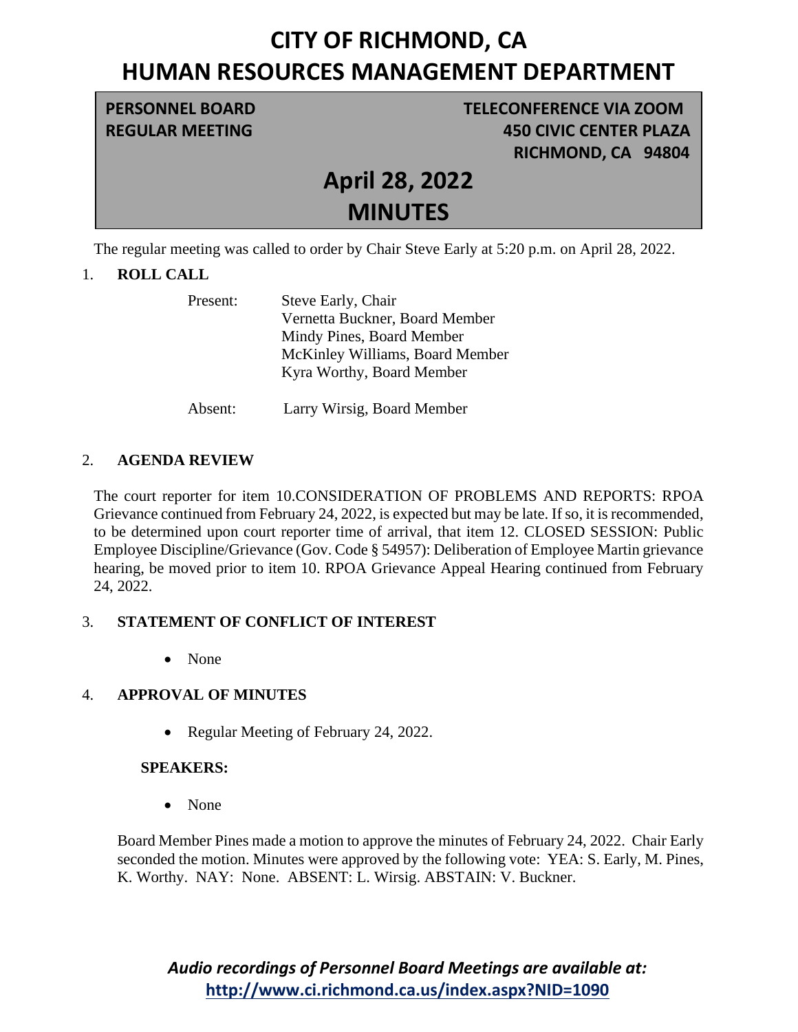# CITY OF RICHMOND, CA
# HUMAN RESOURCES MANAGEMENT DEPARTMENT

**PERSONNEL BOARD**
**REGULAR MEETING**

**TELECONFERENCE VIA ZOOM**
**450 CIVIC CENTER PLAZA**
**RICHMOND, CA 94804**

## April 28, 2022
## MINUTES

The regular meeting was called to order by Chair Steve Early at 5:20 p.m. on April 28, 2022.

1. **ROLL CALL**

   Present: Steve Early, Chair
   Vernetta Buckner, Board Member
   Mindy Pines, Board Member
   McKinley Williams, Board Member
   Kyra Worthy, Board Member

   Absent: Larry Wirsig, Board Member

2. **AGENDA REVIEW**

   The court reporter for item 10.CONSIDERATION OF PROBLEMS AND REPORTS: RPOA Grievance continued from February 24, 2022, is expected but may be late. If so, it is recommended, to be determined upon court reporter time of arrival, that item 12. CLOSED SESSION: Public Employee Discipline/Grievance (Gov. Code § 54957): Deliberation of Employee Martin grievance hearing, be moved prior to item 10. RPOA Grievance Appeal Hearing continued from February 24, 2022.

3. **STATEMENT OF CONFLICT OF INTEREST**

   - None

4. **APPROVAL OF MINUTES**

   - Regular Meeting of February 24, 2022.

   **SPEAKERS:**

   - None

   Board Member Pines made a motion to approve the minutes of February 24, 2022. Chair Early seconded the motion. Minutes were approved by the following vote: YEA: S. Early, M. Pines, K. Worthy. NAY: None. ABSENT: L. Wirsig. ABSTAIN: V. Buckner.

***Audio recordings of Personnel Board Meetings are available at:***
**http://www.ci.richmond.ca.us/index.aspx?NID=1090**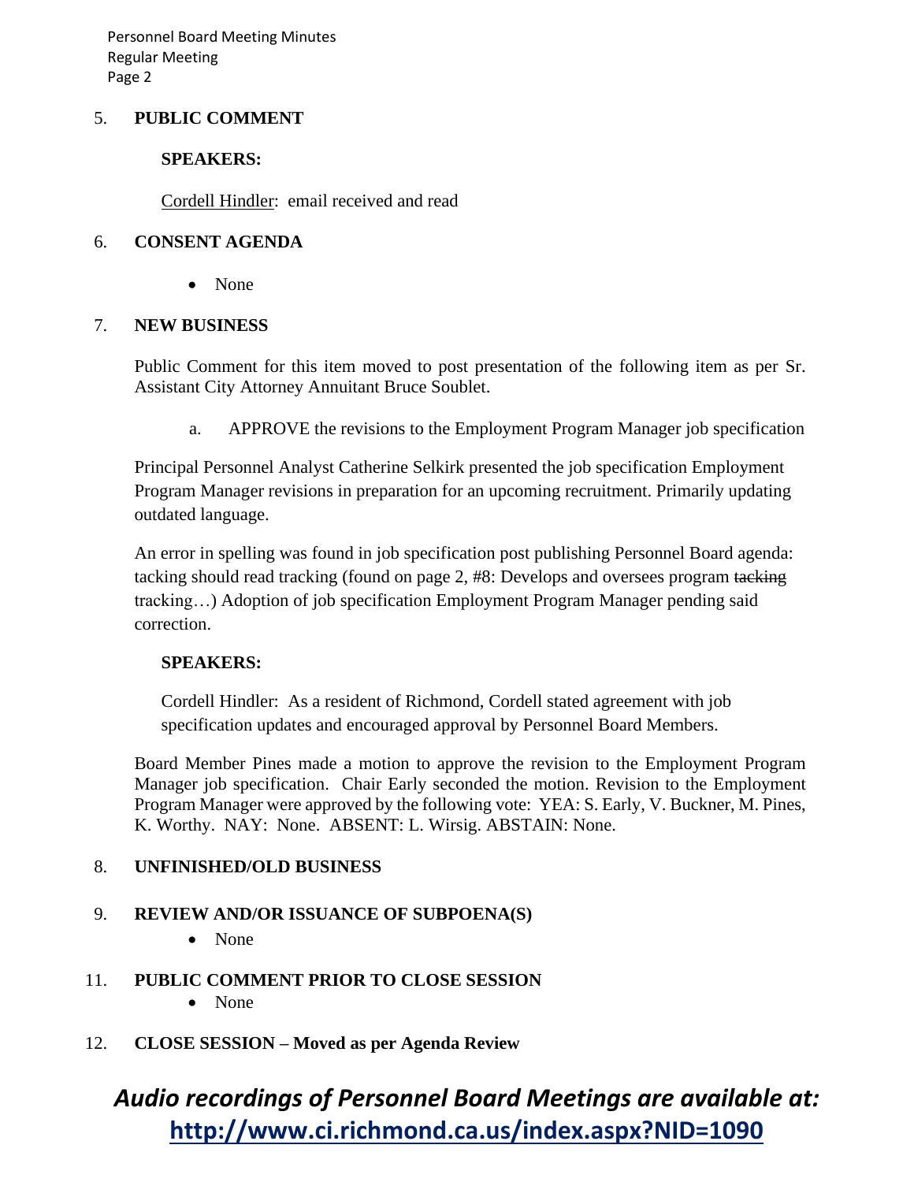## 5. PUBLIC COMMENT

**SPEAKERS:**

Cordell Hindler: email received and read

## 6. CONSENT AGENDA

- None

## 7. NEW BUSINESS

Public Comment for this item moved to post presentation of the following item as per Sr. Assistant City Attorney Annuitant Bruce Soublet.

a. APPROVE the revisions to the Employment Program Manager job specification

Principal Personnel Analyst Catherine Selkirk presented the job specification Employment Program Manager revisions in preparation for an upcoming recruitment. Primarily updating outdated language.

An error in spelling was found in job specification post publishing Personnel Board agenda: tacking should read tracking (found on page 2, #8: Develops and oversees program ~~tacking~~ tracking…) Adoption of job specification Employment Program Manager pending said correction.

**SPEAKERS:**

Cordell Hindler: As a resident of Richmond, Cordell stated agreement with job specification updates and encouraged approval by Personnel Board Members.

Board Member Pines made a motion to approve the revision to the Employment Program Manager job specification. Chair Early seconded the motion. Revision to the Employment Program Manager were approved by the following vote: YEA: S. Early, V. Buckner, M. Pines, K. Worthy. NAY: None. ABSENT: L. Wirsig. ABSTAIN: None.

## 8. UNFINISHED/OLD BUSINESS

## 9. REVIEW AND/OR ISSUANCE OF SUBPOENA(S)

- None

## 11. PUBLIC COMMENT PRIOR TO CLOSE SESSION

- None

## 12. CLOSE SESSION – Moved as per Agenda Review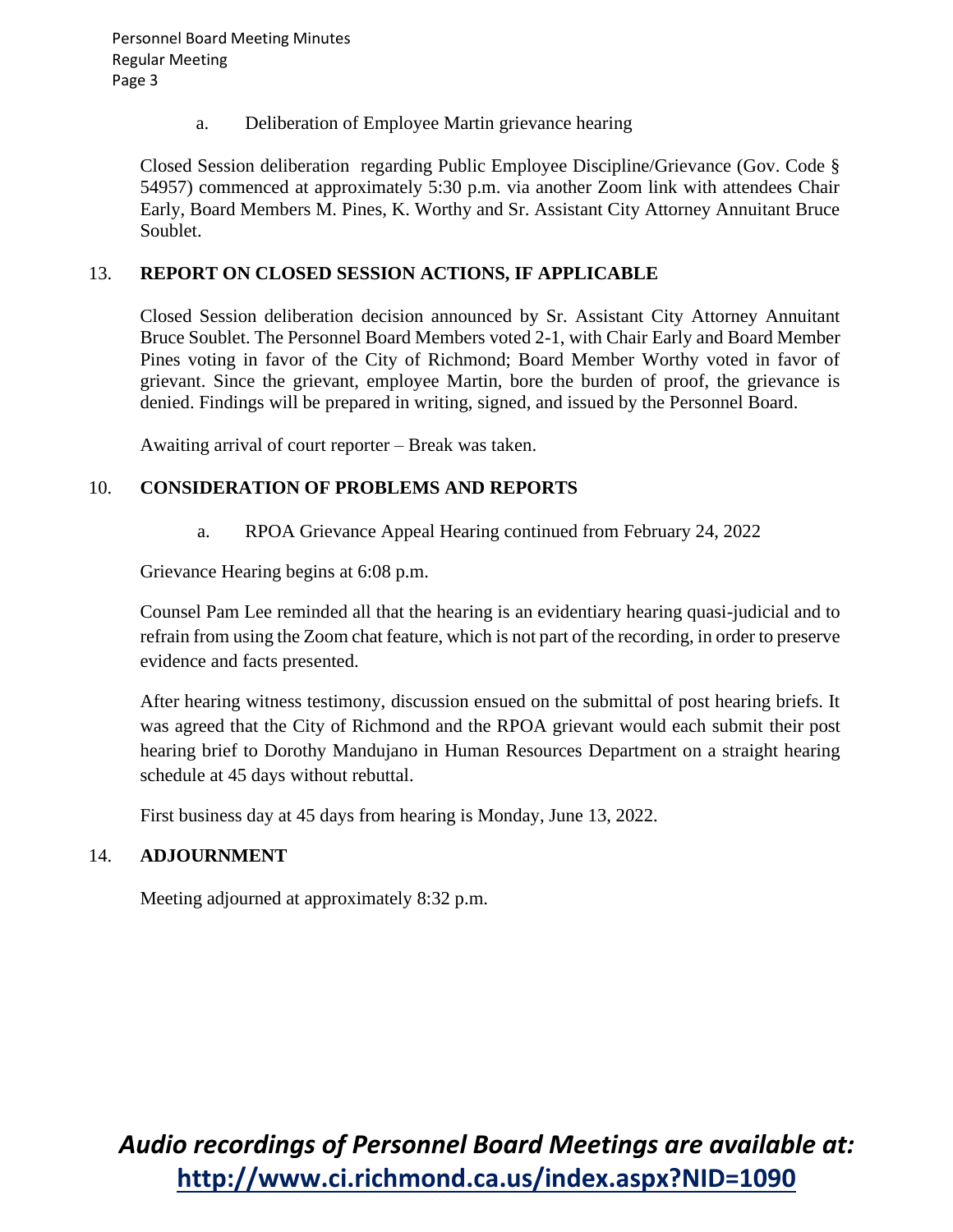a. Deliberation of Employee Martin grievance hearing

Closed Session deliberation regarding Public Employee Discipline/Grievance (Gov. Code § 54957) commenced at approximately 5:30 p.m. via another Zoom link with attendees Chair Early, Board Members M. Pines, K. Worthy and Sr. Assistant City Attorney Annuitant Bruce Soublet.

## 13. REPORT ON CLOSED SESSION ACTIONS, IF APPLICABLE

Closed Session deliberation decision announced by Sr. Assistant City Attorney Annuitant Bruce Soublet. The Personnel Board Members voted 2-1, with Chair Early and Board Member Pines voting in favor of the City of Richmond; Board Member Worthy voted in favor of grievant. Since the grievant, employee Martin, bore the burden of proof, the grievance is denied. Findings will be prepared in writing, signed, and issued by the Personnel Board.

Awaiting arrival of court reporter – Break was taken.

## 10. CONSIDERATION OF PROBLEMS AND REPORTS

a. RPOA Grievance Appeal Hearing continued from February 24, 2022

Grievance Hearing begins at 6:08 p.m.

Counsel Pam Lee reminded all that the hearing is an evidentiary hearing quasi-judicial and to refrain from using the Zoom chat feature, which is not part of the recording, in order to preserve evidence and facts presented.

After hearing witness testimony, discussion ensued on the submittal of post hearing briefs. It was agreed that the City of Richmond and the RPOA grievant would each submit their post hearing brief to Dorothy Mandujano in Human Resources Department on a straight hearing schedule at 45 days without rebuttal.

First business day at 45 days from hearing is Monday, June 13, 2022.

## 14. ADJOURNMENT

Meeting adjourned at approximately 8:32 p.m.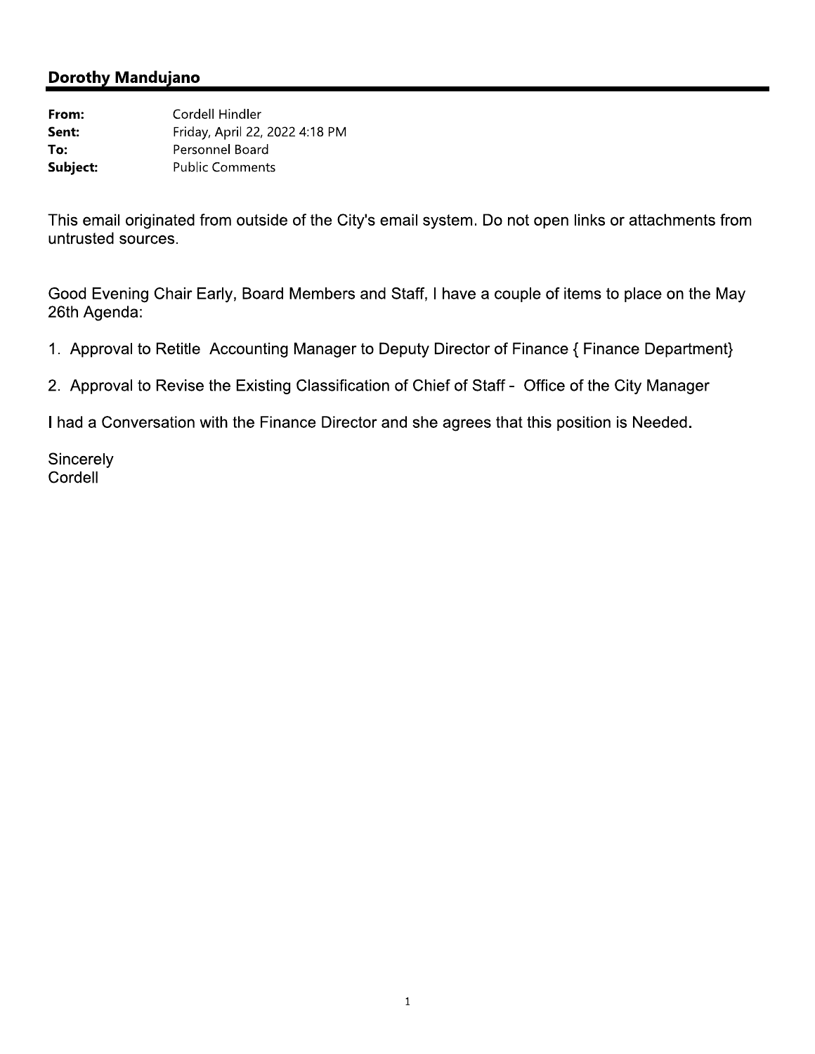## Dorothy Mandujano

**From:** Cordell Hindler
**Sent:** Friday, April 22, 2022 4:18 PM
**To:** Personnel Board
**Subject:** Public Comments

This email originated from outside of the City's email system. Do not open links or attachments from untrusted sources.

Good Evening Chair Early, Board Members and Staff, I have a couple of items to place on the May 26th Agenda:

1. Approval to Retitle Accounting Manager to Deputy Director of Finance { Finance Department}

2. Approval to Revise the Existing Classification of Chief of Staff - Office of the City Manager

I had a Conversation with the Finance Director and she agrees that this position is Needed.

Sincerely
Cordell